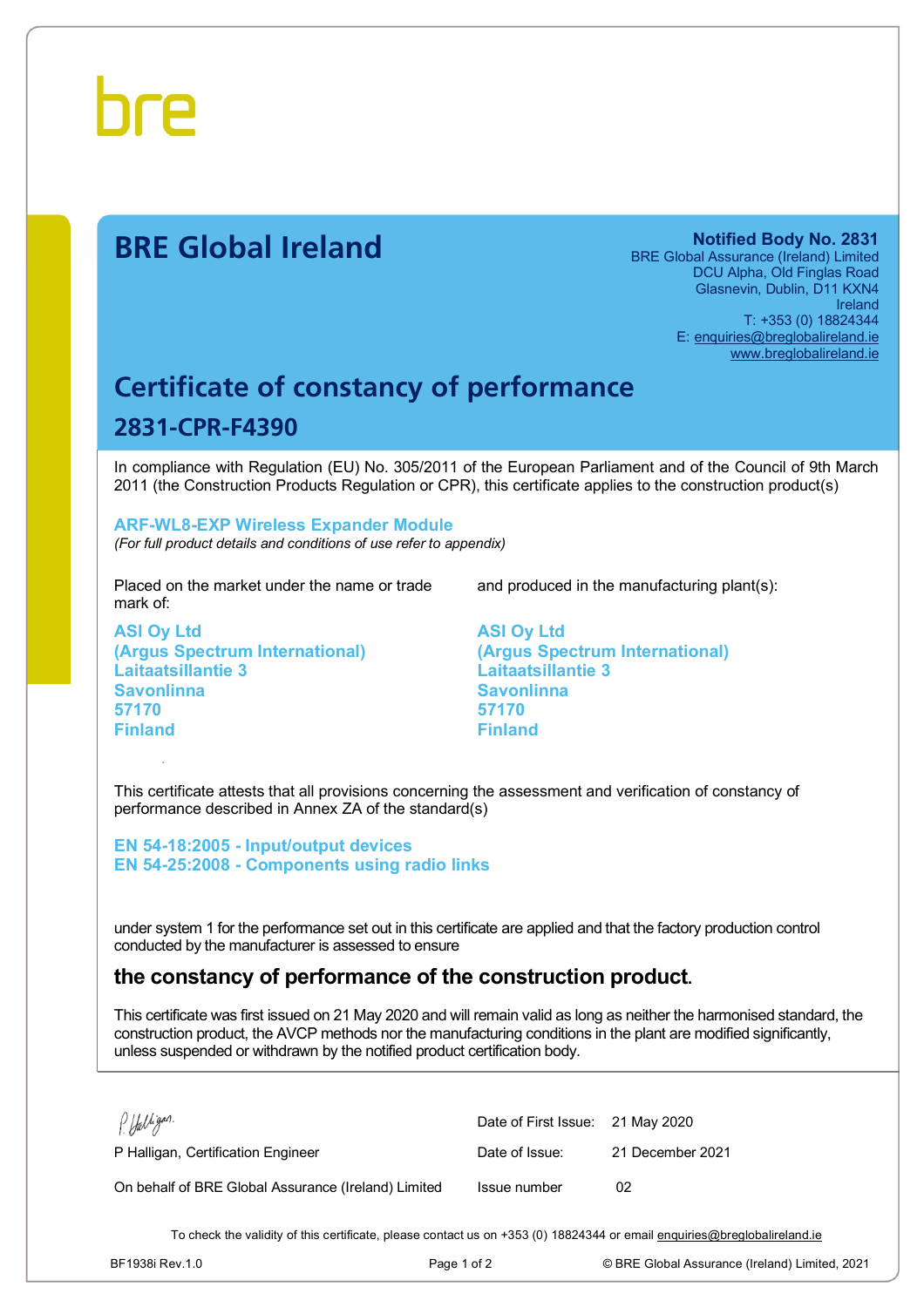bre

# BRE Global Ireland

**Notified Body No. 2831**
BRE Global Assurance (Ireland) Limited
DCU Alpha, Old Finglas Road
Glasnevin, Dublin, D11 KXN4
Ireland
T: +353 (0) 18824344
E: enquiries@breglobalireland.ie
www.breglobalireland.ie

## Certificate of constancy of performance

### 2831-CPR-F4390

In compliance with Regulation (EU) No. 305/2011 of the European Parliament and of the Council of 9th March 2011 (the Construction Products Regulation or CPR), this certificate applies to the construction product(s)

**ARF-WL8-EXP Wireless Expander Module**
*(For full product details and conditions of use refer to appendix)*

Placed on the market under the name or trade mark of:

**ASI Oy Ltd**
**(Argus Spectrum International)**
**Laitaatsillantie 3**
**Savonlinna**
**57170**
**Finland**

and produced in the manufacturing plant(s):

**ASI Oy Ltd**
**(Argus Spectrum International)**
**Laitaatsillantie 3**
**Savonlinna**
**57170**
**Finland**

This certificate attests that all provisions concerning the assessment and verification of constancy of performance described in Annex ZA of the standard(s)

**EN 54-18:2005 - Input/output devices**
**EN 54-25:2008 - Components using radio links**

under system 1 for the performance set out in this certificate are applied and that the factory production control conducted by the manufacturer is assessed to ensure

**the constancy of performance of the construction product.**

This certificate was first issued on 21 May 2020 and will remain valid as long as neither the harmonised standard, the construction product, the AVCP methods nor the manufacturing conditions in the plant are modified significantly, unless suspended or withdrawn by the notified product certification body.

P Halligan, Certification Engineer

On behalf of BRE Global Assurance (Ireland) Limited

| | |
|---|---|
| Date of First Issue: | 21 May 2020 |
| Date of Issue: | 21 December 2021 |
| Issue number | 02 |

To check the validity of this certificate, please contact us on +353 (0) 18824344 or email enquiries@breglobalireland.ie

BF1938i Rev.1.0 © BRE Global Assurance (Ireland) Limited, 2021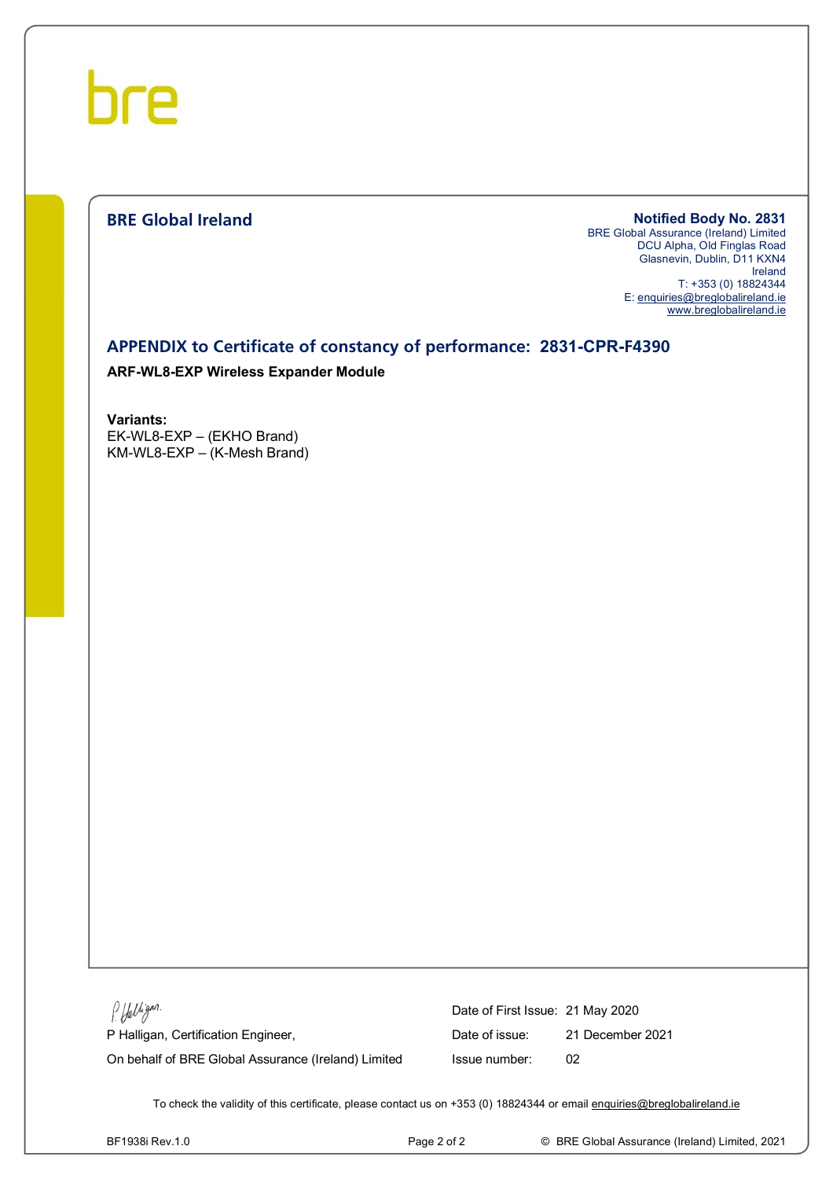bre

## BRE Global Ireland

**Notified Body No. 2831**
BRE Global Assurance (Ireland) Limited
DCU Alpha, Old Finglas Road
Glasnevin, Dublin, D11 KXN4
Ireland
T: +353 (0) 18824344
E: enquiries@breglobalireland.ie
www.breglobalireland.ie

## APPENDIX to Certificate of constancy of performance: 2831-CPR-F4390

**ARF-WL8-EXP Wireless Expander Module**

**Variants:**
EK-WL8-EXP – (EKHO Brand)
KM-WL8-EXP – (K-Mesh Brand)

P Halligan, Certification Engineer,
On behalf of BRE Global Assurance (Ireland) Limited

| | |
|---|---|
| Date of First Issue: | 21 May 2020 |
| Date of issue: | 21 December 2021 |
| Issue number: | 02 |

To check the validity of this certificate, please contact us on +353 (0) 18824344 or email enquiries@breglobalireland.ie

BF1938i Rev.1.0

© BRE Global Assurance (Ireland) Limited, 2021